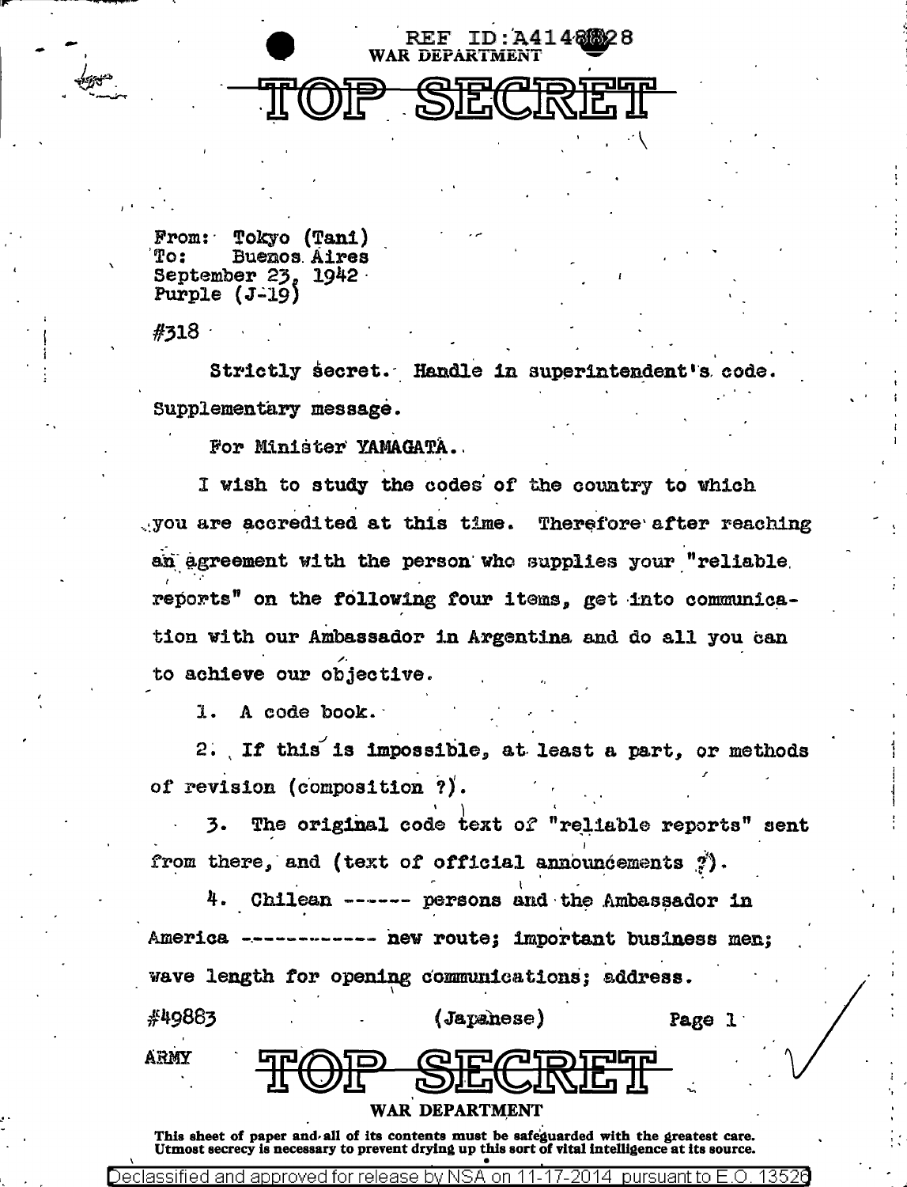REF ID:A4148828

WAR DEPARTMENT

# TOP SECRET

From: Tokyo (Tani)
To: Buenos Aires
September 23, 1942
Purple (J-19)

#318

Strictly secret. Handle in superintendent's code. Supplementary message.

For Minister YAMAGATA.

I wish to study the codes of the country to which you are accredited at this time. Therefore after reaching an agreement with the person who supplies your "reliable reports" on the following four items, get into communication with our Ambassador in Argentina and do all you can to achieve our objective.

1. A code book.

2. If this is impossible, at least a part, or methods of revision (composition ?).

3. The original code text of "reliable reports" sent from there, and (text of official announcements ?).

4. Chilean ------ persons and the Ambassador in America ------------ new route; important business men; wave length for opening communications; address.

#49883 (Japanese)

ARMY

# TOP SECRET

WAR DEPARTMENT

This sheet of paper and all of its contents must be safeguarded with the greatest care. Utmost secrecy is necessary to prevent drying up this sort of vital intelligence at its source.

Declassified and approved for release by NSA on 11-17-2014 pursuant to E.O. 13526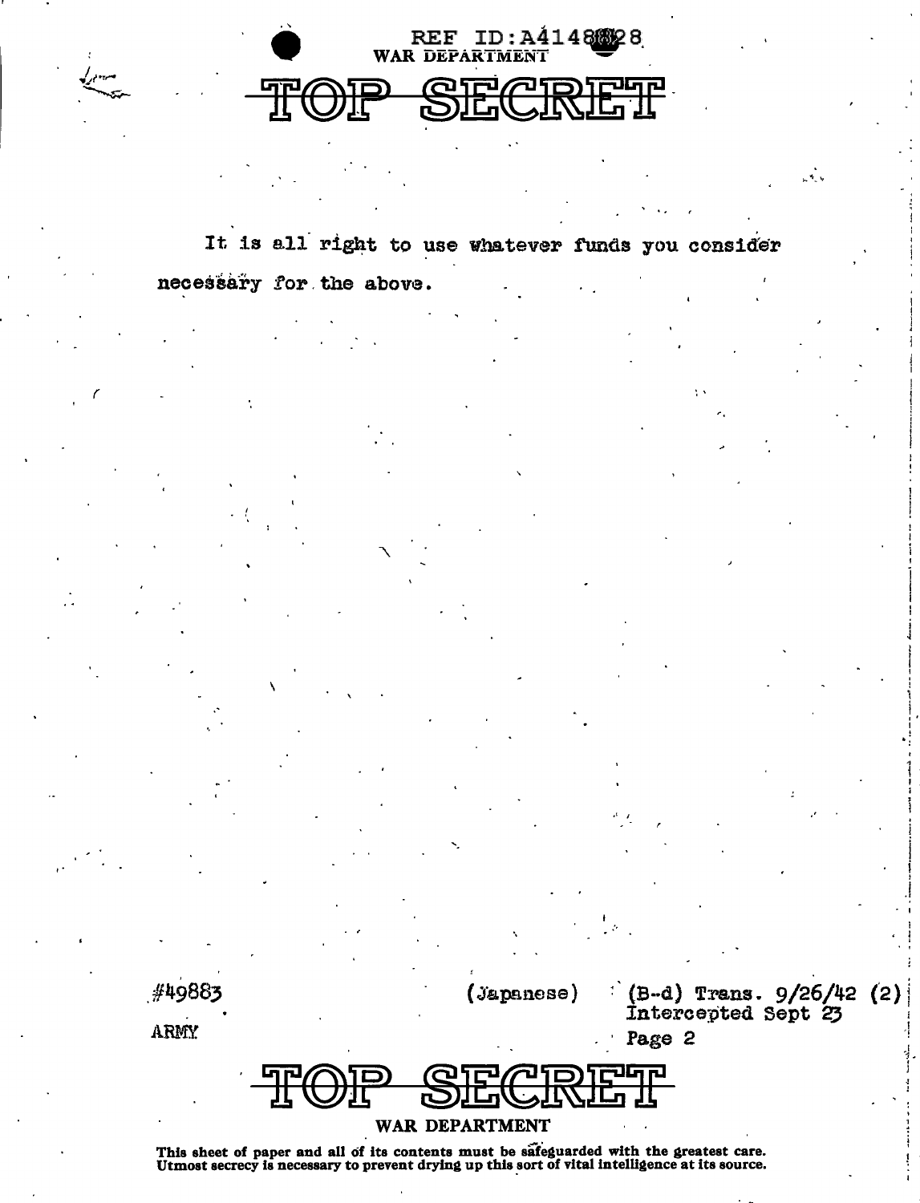REF ID:A4148828

WAR DEPARTMENT

TOP SECRET

It is all right to use whatever funds you consider necessary for the above.

#49883 (Japanese) (B-d) Trans. 9/26/42 (2)
Intercepted Sept 23

ARMY

TOP SECRET

WAR DEPARTMENT

This sheet of paper and all of its contents must be safeguarded with the greatest care. Utmost secrecy is necessary to prevent drying up this sort of vital intelligence at its source.